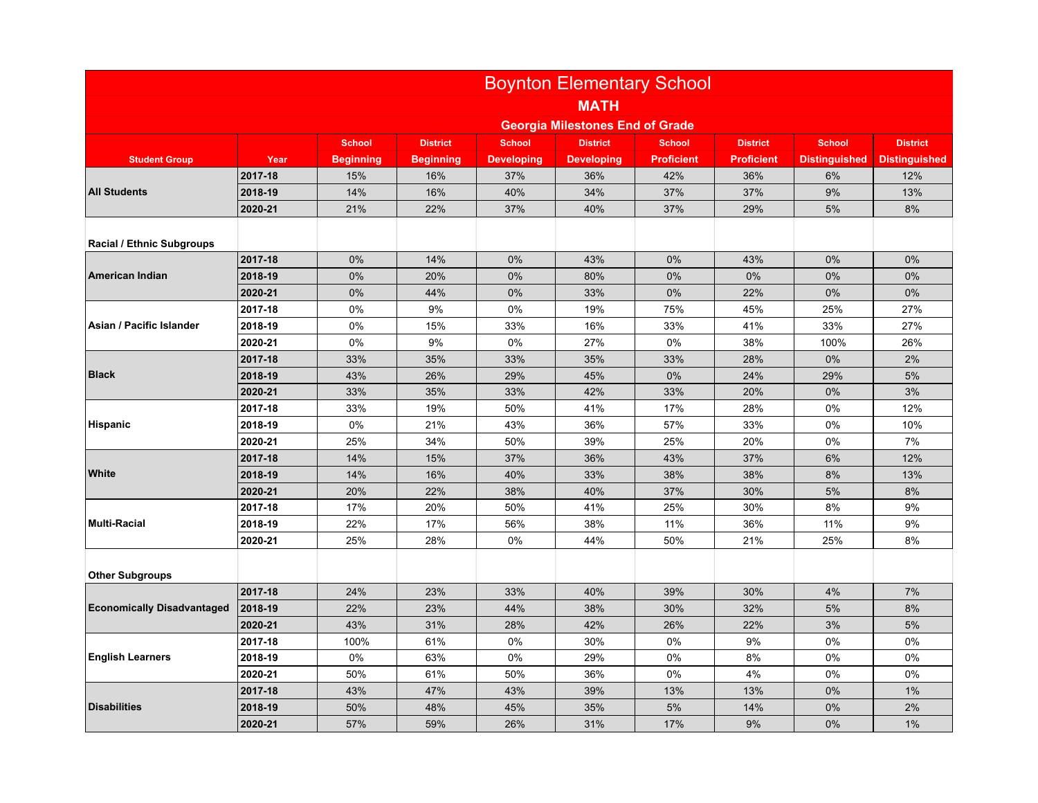# Boynton Elementary School

## MATH

### Georgia Milestones End of Grade

| Student Group | Year | School Beginning | District Beginning | School Developing | District Developing | School Proficient | District Proficient | School Distinguished | District Distinguished |
|---|---|---|---|---|---|---|---|---|---|
| All Students | 2017-18 | 15% | 16% | 37% | 36% | 42% | 36% | 6% | 12% |
| | 2018-19 | 14% | 16% | 40% | 34% | 37% | 37% | 9% | 13% |
| | 2020-21 | 21% | 22% | 37% | 40% | 37% | 29% | 5% | 8% |
| **Racial / Ethnic Subgroups** | | | | | | | | | |
| American Indian | 2017-18 | 0% | 14% | 0% | 43% | 0% | 43% | 0% | 0% |
| | 2018-19 | 0% | 20% | 0% | 80% | 0% | 0% | 0% | 0% |
| | 2020-21 | 0% | 44% | 0% | 33% | 0% | 22% | 0% | 0% |
| Asian / Pacific Islander | 2017-18 | 0% | 9% | 0% | 19% | 75% | 45% | 25% | 27% |
| | 2018-19 | 0% | 15% | 33% | 16% | 33% | 41% | 33% | 27% |
| | 2020-21 | 0% | 9% | 0% | 27% | 0% | 38% | 100% | 26% |
| Black | 2017-18 | 33% | 35% | 33% | 35% | 33% | 28% | 0% | 2% |
| | 2018-19 | 43% | 26% | 29% | 45% | 0% | 24% | 29% | 5% |
| | 2020-21 | 33% | 35% | 33% | 42% | 33% | 20% | 0% | 3% |
| Hispanic | 2017-18 | 33% | 19% | 50% | 41% | 17% | 28% | 0% | 12% |
| | 2018-19 | 0% | 21% | 43% | 36% | 57% | 33% | 0% | 10% |
| | 2020-21 | 25% | 34% | 50% | 39% | 25% | 20% | 0% | 7% |
| White | 2017-18 | 14% | 15% | 37% | 36% | 43% | 37% | 6% | 12% |
| | 2018-19 | 14% | 16% | 40% | 33% | 38% | 38% | 8% | 13% |
| | 2020-21 | 20% | 22% | 38% | 40% | 37% | 30% | 5% | 8% |
| Multi-Racial | 2017-18 | 17% | 20% | 50% | 41% | 25% | 30% | 8% | 9% |
| | 2018-19 | 22% | 17% | 56% | 38% | 11% | 36% | 11% | 9% |
| | 2020-21 | 25% | 28% | 0% | 44% | 50% | 21% | 25% | 8% |
| **Other Subgroups** | | | | | | | | | |
| Economically Disadvantaged | 2017-18 | 24% | 23% | 33% | 40% | 39% | 30% | 4% | 7% |
| | 2018-19 | 22% | 23% | 44% | 38% | 30% | 32% | 5% | 8% |
| | 2020-21 | 43% | 31% | 28% | 42% | 26% | 22% | 3% | 5% |
| English Learners | 2017-18 | 100% | 61% | 0% | 30% | 0% | 9% | 0% | 0% |
| | 2018-19 | 0% | 63% | 0% | 29% | 0% | 8% | 0% | 0% |
| | 2020-21 | 50% | 61% | 50% | 36% | 0% | 4% | 0% | 0% |
| Disabilities | 2017-18 | 43% | 47% | 43% | 39% | 13% | 13% | 0% | 1% |
| | 2018-19 | 50% | 48% | 45% | 35% | 5% | 14% | 0% | 2% |
| | 2020-21 | 57% | 59% | 26% | 31% | 17% | 9% | 0% | 1% |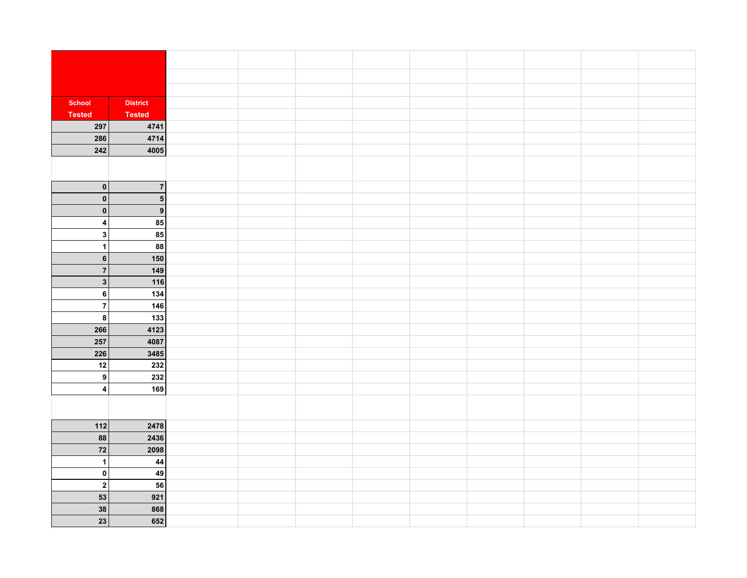| School Tested | District Tested |
|---|---|
| 297 | 4741 |
| 286 | 4714 |
| 242 | 4005 |
| | |
| 0 | 7 |
| 0 | 5 |
| 0 | 9 |
| 4 | 85 |
| 3 | 85 |
| 1 | 88 |
| 6 | 150 |
| 7 | 149 |
| 3 | 116 |
| 6 | 134 |
| 7 | 146 |
| 8 | 133 |
| 266 | 4123 |
| 257 | 4087 |
| 226 | 3485 |
| 12 | 232 |
| 9 | 232 |
| 4 | 169 |
| | |
| 112 | 2478 |
| 88 | 2436 |
| 72 | 2098 |
| 1 | 44 |
| 0 | 49 |
| 2 | 56 |
| 53 | 921 |
| 38 | 868 |
| 23 | 652 |